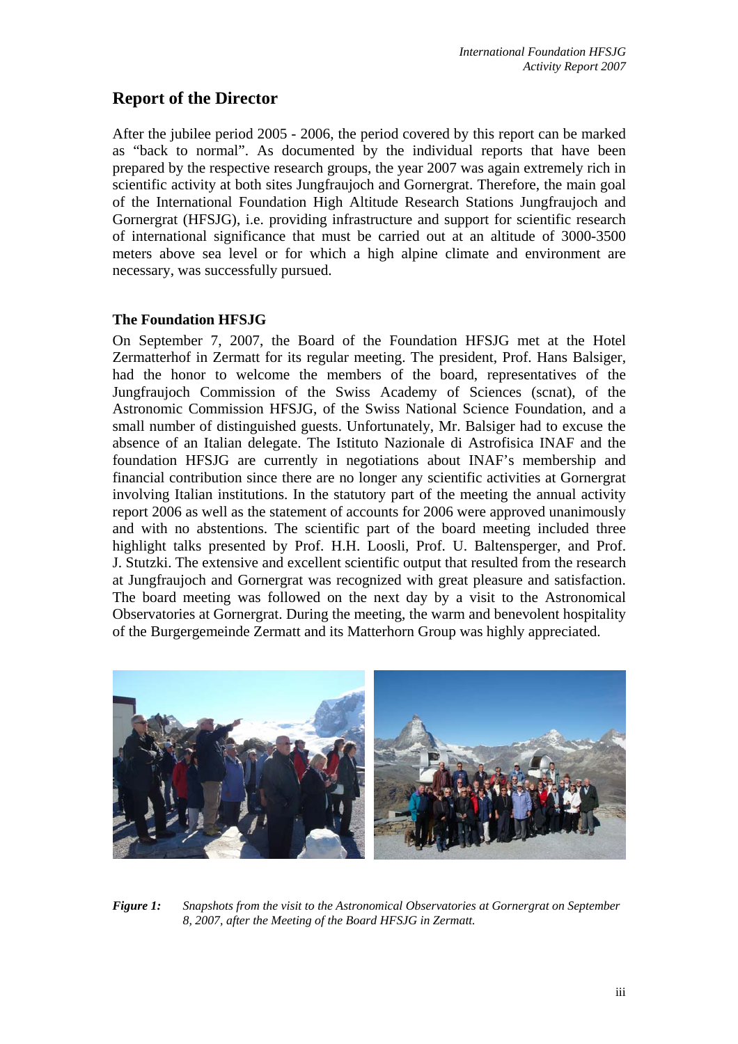# Report of the Director

After the jubilee period 2005 - 2006, the period covered by this report can be marked as "back to normal". As documented by the individual reports that have been prepared by the respective research groups, the year 2007 was again extremely rich in scientific activity at both sites Jungfraujoch and Gornergrat. Therefore, the main goal of the International Foundation High Altitude Research Stations Jungfraujoch and Gornergrat (HFSJG), i.e. providing infrastructure and support for scientific research of international significance that must be carried out at an altitude of 3000-3500 meters above sea level or for which a high alpine climate and environment are necessary, was successfully pursued.

## The Foundation HFSJG

On September 7, 2007, the Board of the Foundation HFSJG met at the Hotel Zermatterhof in Zermatt for its regular meeting. The president, Prof. Hans Balsiger, had the honor to welcome the members of the board, representatives of the Jungfraujoch Commission of the Swiss Academy of Sciences (scnat), of the Astronomic Commission HFSJG, of the Swiss National Science Foundation, and a small number of distinguished guests. Unfortunately, Mr. Balsiger had to excuse the absence of an Italian delegate. The Istituto Nazionale di Astrofisica INAF and the foundation HFSJG are currently in negotiations about INAF's membership and financial contribution since there are no longer any scientific activities at Gornergrat involving Italian institutions. In the statutory part of the meeting the annual activity report 2006 as well as the statement of accounts for 2006 were approved unanimously and with no abstentions. The scientific part of the board meeting included three highlight talks presented by Prof. H.H. Loosli, Prof. U. Baltensperger, and Prof. J. Stutzki. The extensive and excellent scientific output that resulted from the research at Jungfraujoch and Gornergrat was recognized with great pleasure and satisfaction. The board meeting was followed on the next day by a visit to the Astronomical Observatories at Gornergrat. During the meeting, the warm and benevolent hospitality of the Burgergemeinde Zermatt and its Matterhorn Group was highly appreciated.

*Figure 1:* *Snapshots from the visit to the Astronomical Observatories at Gornergrat on September 8, 2007, after the Meeting of the Board HFSJG in Zermatt.*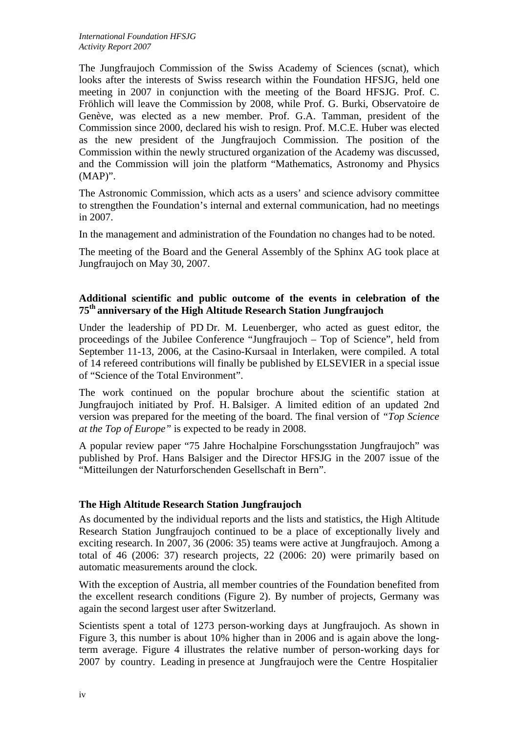The Jungfraujoch Commission of the Swiss Academy of Sciences (scnat), which looks after the interests of Swiss research within the Foundation HFSJG, held one meeting in 2007 in conjunction with the meeting of the Board HFSJG. Prof. C. Fröhlich will leave the Commission by 2008, while Prof. G. Burki, Observatoire de Genève, was elected as a new member. Prof. G.A. Tamman, president of the Commission since 2000, declared his wish to resign. Prof. M.C.E. Huber was elected as the new president of the Jungfraujoch Commission. The position of the Commission within the newly structured organization of the Academy was discussed, and the Commission will join the platform "Mathematics, Astronomy and Physics (MAP)".

The Astronomic Commission, which acts as a users' and science advisory committee to strengthen the Foundation's internal and external communication, had no meetings in 2007.

In the management and administration of the Foundation no changes had to be noted.

The meeting of the Board and the General Assembly of the Sphinx AG took place at Jungfraujoch on May 30, 2007.

**Additional scientific and public outcome of the events in celebration of the 75th anniversary of the High Altitude Research Station Jungfraujoch**

Under the leadership of PD Dr. M. Leuenberger, who acted as guest editor, the proceedings of the Jubilee Conference "Jungfraujoch – Top of Science", held from September 11-13, 2006, at the Casino-Kursaal in Interlaken, were compiled. A total of 14 refereed contributions will finally be published by ELSEVIER in a special issue of "Science of the Total Environment".

The work continued on the popular brochure about the scientific station at Jungfraujoch initiated by Prof. H. Balsiger. A limited edition of an updated 2nd version was prepared for the meeting of the board. The final version of *"Top Science at the Top of Europe"* is expected to be ready in 2008.

A popular review paper "75 Jahre Hochalpine Forschungsstation Jungfraujoch" was published by Prof. Hans Balsiger and the Director HFSJG in the 2007 issue of the "Mitteilungen der Naturforschenden Gesellschaft in Bern".

**The High Altitude Research Station Jungfraujoch**

As documented by the individual reports and the lists and statistics, the High Altitude Research Station Jungfraujoch continued to be a place of exceptionally lively and exciting research. In 2007, 36 (2006: 35) teams were active at Jungfraujoch. Among a total of 46 (2006: 37) research projects, 22 (2006: 20) were primarily based on automatic measurements around the clock.

With the exception of Austria, all member countries of the Foundation benefited from the excellent research conditions (Figure 2). By number of projects, Germany was again the second largest user after Switzerland.

Scientists spent a total of 1273 person-working days at Jungfraujoch. As shown in Figure 3, this number is about 10% higher than in 2006 and is again above the long-term average. Figure 4 illustrates the relative number of person-working days for 2007 by country. Leading in presence at Jungfraujoch were the Centre Hospitalier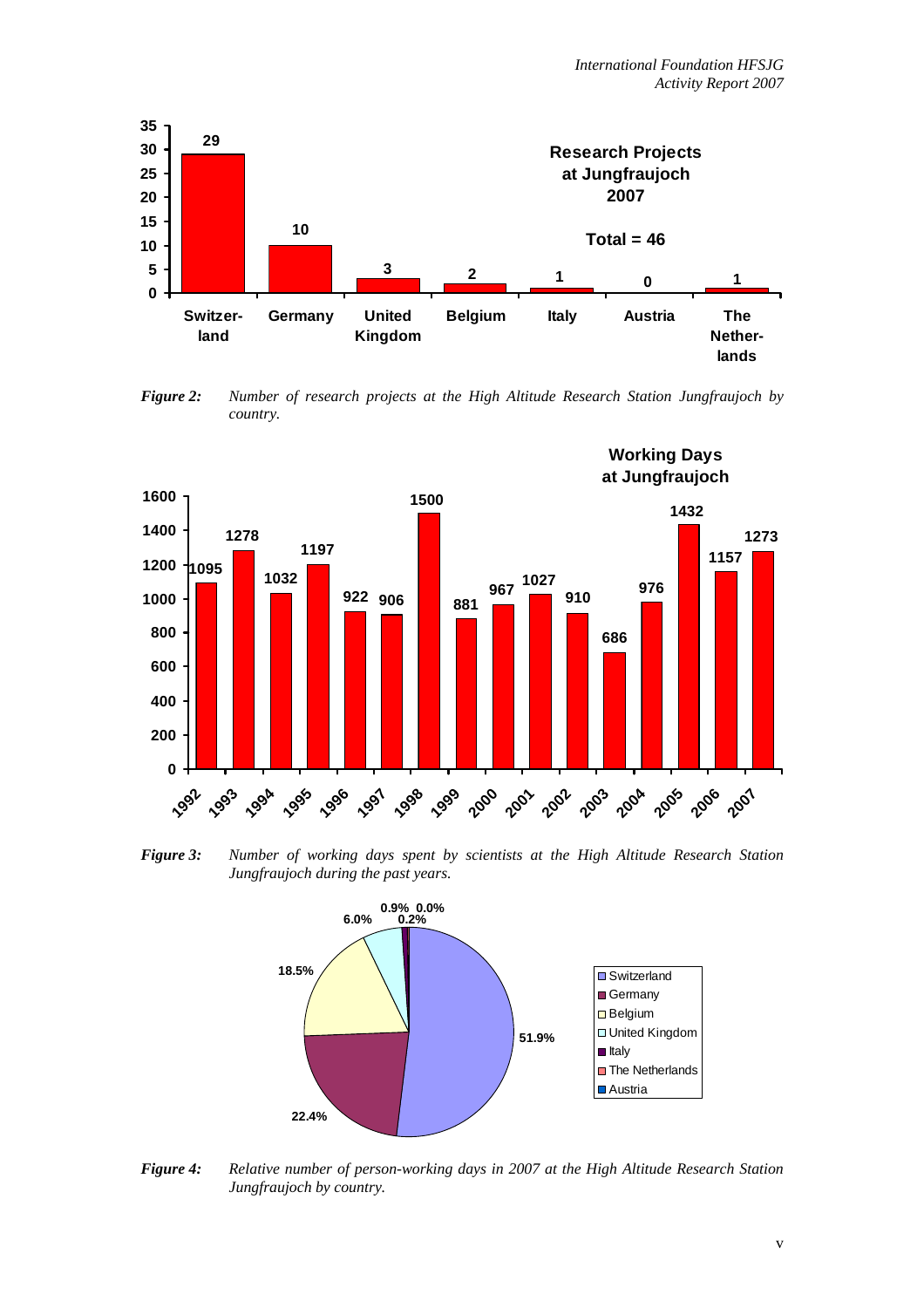**Research Projects at Jungfraujoch 2007**

Total = 46

| Country | Number of projects |
|---|---|
| Switzerland | 29 |
| Germany | 10 |
| United Kingdom | 3 |
| Belgium | 2 |
| Italy | 1 |
| Austria | 0 |
| The Netherlands | 1 |

***Figure 2:*** *Number of research projects at the High Altitude Research Station Jungfraujoch by country.*

**Working Days at Jungfraujoch**

| Year | Working days |
|---|---|
| 1992 | 1095 |
| 1993 | 1278 |
| 1994 | 1032 |
| 1995 | 1197 |
| 1996 | 922 |
| 1997 | 906 |
| 1998 | 1500 |
| 1999 | 881 |
| 2000 | 967 |
| 2001 | 1027 |
| 2002 | 910 |
| 2003 | 686 |
| 2004 | 976 |
| 2005 | 1432 |
| 2006 | 1157 |
| 2007 | 1273 |

***Figure 3:*** *Number of working days spent by scientists at the High Altitude Research Station Jungfraujoch during the past years.*

| Country | Share |
|---|---|
| Switzerland | 51.9% |
| Germany | 22.4% |
| Belgium | 18.5% |
| United Kingdom | 6.0% |
| Italy | 0.9% |
| The Netherlands | 0.2% |
| Austria | 0.0% |

***Figure 4:*** *Relative number of person-working days in 2007 at the High Altitude Research Station Jungfraujoch by country.*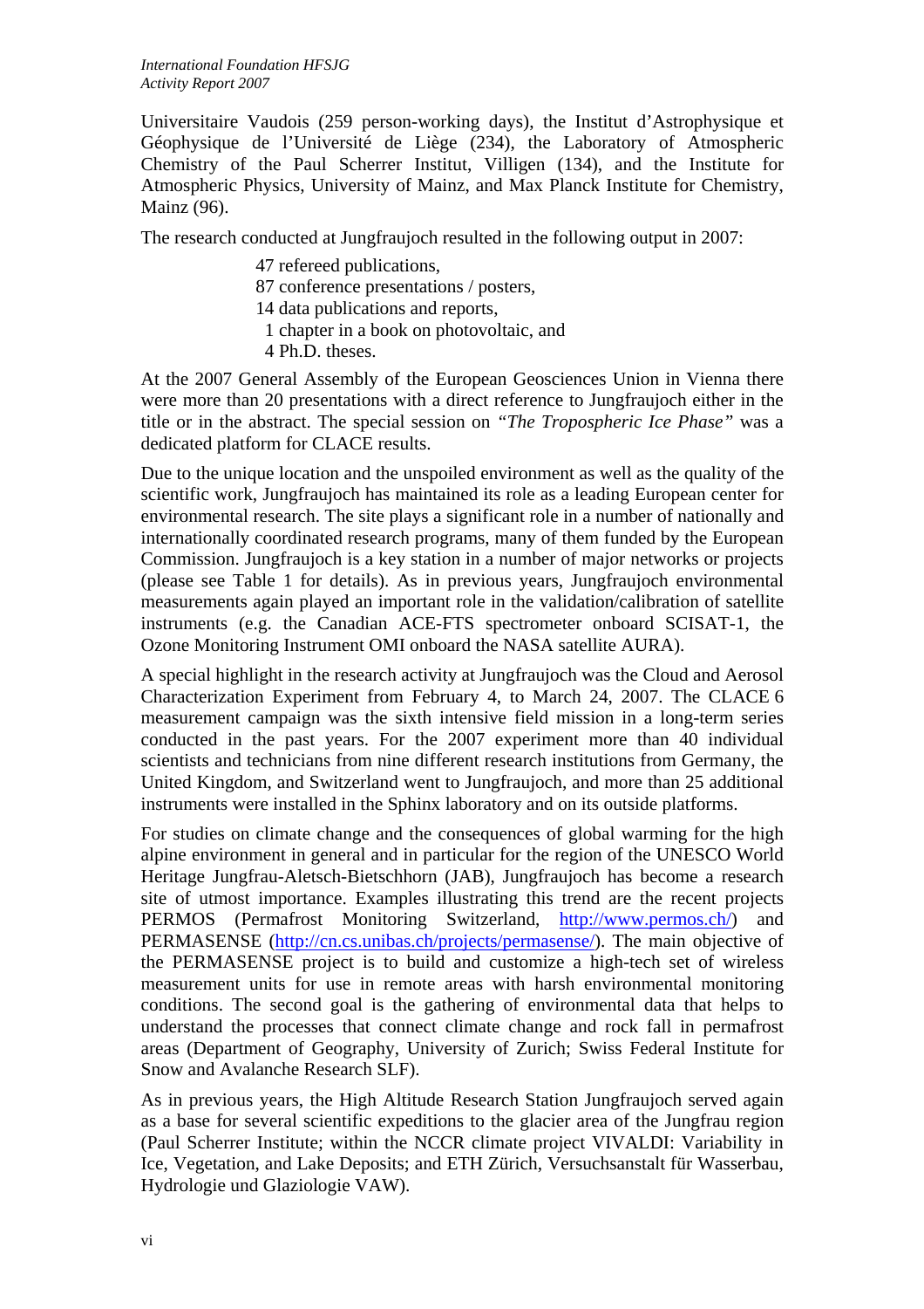Universitaire Vaudois (259 person-working days), the Institut d'Astrophysique et Géophysique de l'Université de Liège (234), the Laboratory of Atmospheric Chemistry of the Paul Scherrer Institut, Villigen (134), and the Institute for Atmospheric Physics, University of Mainz, and Max Planck Institute for Chemistry, Mainz (96).

The research conducted at Jungfraujoch resulted in the following output in 2007:

47 refereed publications,  
87 conference presentations / posters,  
14 data publications and reports,  
1 chapter in a book on photovoltaic, and  
4 Ph.D. theses.

At the 2007 General Assembly of the European Geosciences Union in Vienna there were more than 20 presentations with a direct reference to Jungfraujoch either in the title or in the abstract. The special session on *"The Tropospheric Ice Phase"* was a dedicated platform for CLACE results.

Due to the unique location and the unspoiled environment as well as the quality of the scientific work, Jungfraujoch has maintained its role as a leading European center for environmental research. The site plays a significant role in a number of nationally and internationally coordinated research programs, many of them funded by the European Commission. Jungfraujoch is a key station in a number of major networks or projects (please see Table 1 for details). As in previous years, Jungfraujoch environmental measurements again played an important role in the validation/calibration of satellite instruments (e.g. the Canadian ACE-FTS spectrometer onboard SCISAT-1, the Ozone Monitoring Instrument OMI onboard the NASA satellite AURA).

A special highlight in the research activity at Jungfraujoch was the Cloud and Aerosol Characterization Experiment from February 4, to March 24, 2007. The CLACE 6 measurement campaign was the sixth intensive field mission in a long-term series conducted in the past years. For the 2007 experiment more than 40 individual scientists and technicians from nine different research institutions from Germany, the United Kingdom, and Switzerland went to Jungfraujoch, and more than 25 additional instruments were installed in the Sphinx laboratory and on its outside platforms.

For studies on climate change and the consequences of global warming for the high alpine environment in general and in particular for the region of the UNESCO World Heritage Jungfrau-Aletsch-Bietschhorn (JAB), Jungfraujoch has become a research site of utmost importance. Examples illustrating this trend are the recent projects PERMOS (Permafrost Monitoring Switzerland, http://www.permos.ch/) and PERMASENSE (http://cn.cs.unibas.ch/projects/permasense/). The main objective of the PERMASENSE project is to build and customize a high-tech set of wireless measurement units for use in remote areas with harsh environmental monitoring conditions. The second goal is the gathering of environmental data that helps to understand the processes that connect climate change and rock fall in permafrost areas (Department of Geography, University of Zurich; Swiss Federal Institute for Snow and Avalanche Research SLF).

As in previous years, the High Altitude Research Station Jungfraujoch served again as a base for several scientific expeditions to the glacier area of the Jungfrau region (Paul Scherrer Institute; within the NCCR climate project VIVALDI: Variability in Ice, Vegetation, and Lake Deposits; and ETH Zürich, Versuchsanstalt für Wasserbau, Hydrologie und Glaziologie VAW).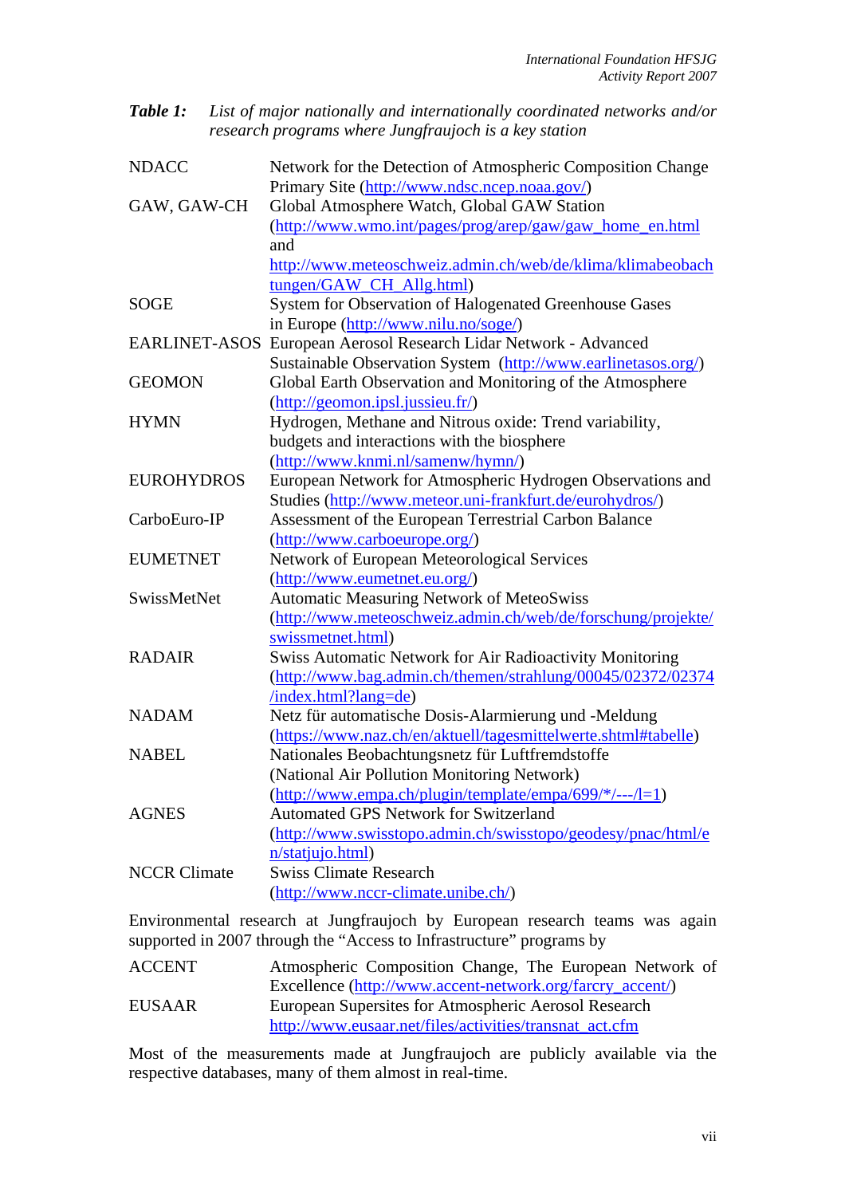***Table 1:*** *List of major nationally and internationally coordinated networks and/or research programs where Jungfraujoch is a key station*

| | |
|---|---|
| NDACC | Network for the Detection of Atmospheric Composition Change Primary Site (http://www.ndsc.ncep.noaa.gov/) |
| GAW, GAW-CH | Global Atmosphere Watch, Global GAW Station (http://www.wmo.int/pages/prog/arep/gaw/gaw_home_en.html and http://www.meteoschweiz.admin.ch/web/de/klima/klimabeobachtungen/GAW_CH_Allg.html) |
| SOGE | System for Observation of Halogenated Greenhouse Gases in Europe (http://www.nilu.no/soge/) |
| EARLINET-ASOS | European Aerosol Research Lidar Network - Advanced Sustainable Observation System (http://www.earlinetasos.org/) |
| GEOMON | Global Earth Observation and Monitoring of the Atmosphere (http://geomon.ipsl.jussieu.fr/) |
| HYMN | Hydrogen, Methane and Nitrous oxide: Trend variability, budgets and interactions with the biosphere (http://www.knmi.nl/samenw/hymn/) |
| EUROHYDROS | European Network for Atmospheric Hydrogen Observations and Studies (http://www.meteor.uni-frankfurt.de/eurohydros/) |
| CarboEuro-IP | Assessment of the European Terrestrial Carbon Balance (http://www.carboeurope.org/) |
| EUMETNET | Network of European Meteorological Services (http://www.eumetnet.eu.org/) |
| SwissMetNet | Automatic Measuring Network of MeteoSwiss (http://www.meteoschweiz.admin.ch/web/de/forschung/projekte/swissmetnet.html) |
| RADAIR | Swiss Automatic Network for Air Radioactivity Monitoring (http://www.bag.admin.ch/themen/strahlung/00045/02372/02374/index.html?lang=de) |
| NADAM | Netz für automatische Dosis-Alarmierung und -Meldung (https://www.naz.ch/en/aktuell/tagesmittelwerte.shtml#tabelle) |
| NABEL | Nationales Beobachtungsnetz für Luftfremdstoffe (National Air Pollution Monitoring Network) (http://www.empa.ch/plugin/template/empa/699/*/---/l=1) |
| AGNES | Automated GPS Network for Switzerland (http://www.swisstopo.admin.ch/swisstopo/geodesy/pnac/html/en/statjujo.html) |
| NCCR Climate | Swiss Climate Research (http://www.nccr-climate.unibe.ch/) |

Environmental research at Jungfraujoch by European research teams was again supported in 2007 through the "Access to Infrastructure" programs by

| | |
|---|---|
| ACCENT | Atmospheric Composition Change, The European Network of Excellence (http://www.accent-network.org/farcry_accent/) |
| EUSAAR | European Supersites for Atmospheric Aerosol Research http://www.eusaar.net/files/activities/transnat_act.cfm |

Most of the measurements made at Jungfraujoch are publicly available via the respective databases, many of them almost in real-time.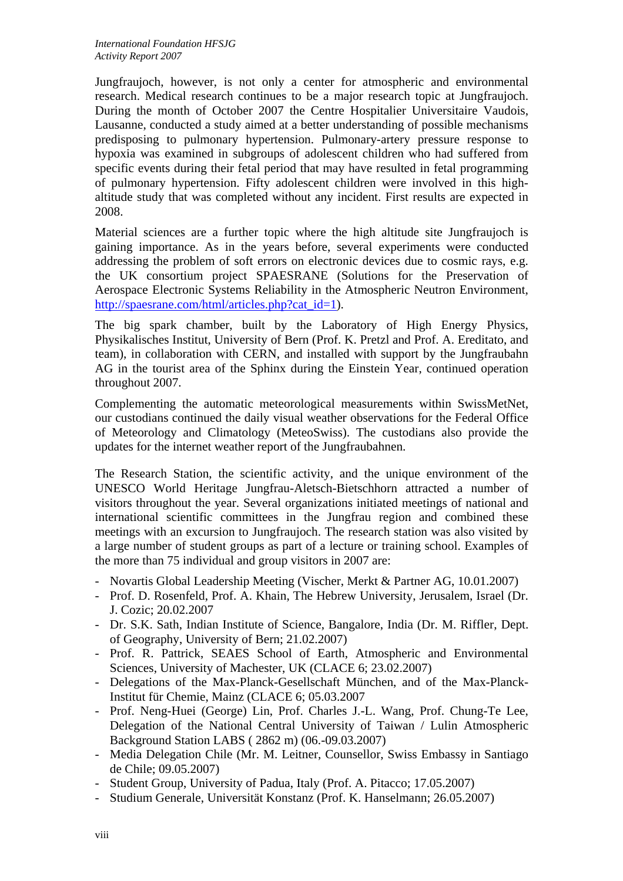Jungfraujoch, however, is not only a center for atmospheric and environmental research. Medical research continues to be a major research topic at Jungfraujoch. During the month of October 2007 the Centre Hospitalier Universitaire Vaudois, Lausanne, conducted a study aimed at a better understanding of possible mechanisms predisposing to pulmonary hypertension. Pulmonary-artery pressure response to hypoxia was examined in subgroups of adolescent children who had suffered from specific events during their fetal period that may have resulted in fetal programming of pulmonary hypertension. Fifty adolescent children were involved in this high-altitude study that was completed without any incident. First results are expected in 2008.

Material sciences are a further topic where the high altitude site Jungfraujoch is gaining importance. As in the years before, several experiments were conducted addressing the problem of soft errors on electronic devices due to cosmic rays, e.g. the UK consortium project SPAESRANE (Solutions for the Preservation of Aerospace Electronic Systems Reliability in the Atmospheric Neutron Environment, http://spaesrane.com/html/articles.php?cat_id=1).

The big spark chamber, built by the Laboratory of High Energy Physics, Physikalisches Institut, University of Bern (Prof. K. Pretzl and Prof. A. Ereditato, and team), in collaboration with CERN, and installed with support by the Jungfraubahn AG in the tourist area of the Sphinx during the Einstein Year, continued operation throughout 2007.

Complementing the automatic meteorological measurements within SwissMetNet, our custodians continued the daily visual weather observations for the Federal Office of Meteorology and Climatology (MeteoSwiss). The custodians also provide the updates for the internet weather report of the Jungfraubahnen.

The Research Station, the scientific activity, and the unique environment of the UNESCO World Heritage Jungfrau-Aletsch-Bietschhorn attracted a number of visitors throughout the year. Several organizations initiated meetings of national and international scientific committees in the Jungfrau region and combined these meetings with an excursion to Jungfraujoch. The research station was also visited by a large number of student groups as part of a lecture or training school. Examples of the more than 75 individual and group visitors in 2007 are:

- Novartis Global Leadership Meeting (Vischer, Merkt & Partner AG, 10.01.2007)
- Prof. D. Rosenfeld, Prof. A. Khain, The Hebrew University, Jerusalem, Israel (Dr. J. Cozic; 20.02.2007
- Dr. S.K. Sath, Indian Institute of Science, Bangalore, India (Dr. M. Riffler, Dept. of Geography, University of Bern; 21.02.2007)
- Prof. R. Pattrick, SEAES School of Earth, Atmospheric and Environmental Sciences, University of Machester, UK (CLACE 6; 23.02.2007)
- Delegations of the Max-Planck-Gesellschaft München, and of the Max-Planck-Institut für Chemie, Mainz (CLACE 6; 05.03.2007
- Prof. Neng-Huei (George) Lin, Prof. Charles J.-L. Wang, Prof. Chung-Te Lee, Delegation of the National Central University of Taiwan / Lulin Atmospheric Background Station LABS ( 2862 m) (06.-09.03.2007)
- Media Delegation Chile (Mr. M. Leitner, Counsellor, Swiss Embassy in Santiago de Chile; 09.05.2007)
- Student Group, University of Padua, Italy (Prof. A. Pitacco; 17.05.2007)
- Studium Generale, Universität Konstanz (Prof. K. Hanselmann; 26.05.2007)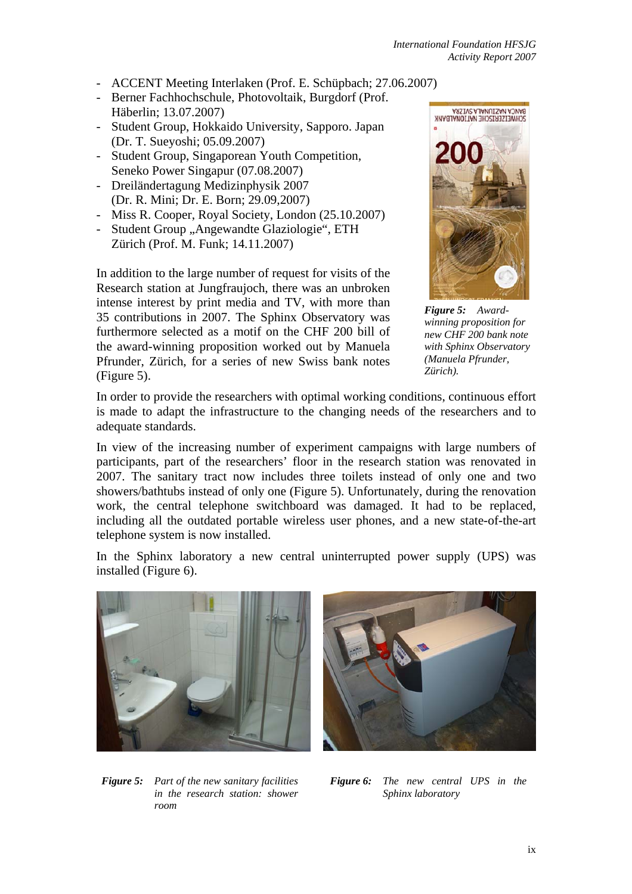- ACCENT Meeting Interlaken (Prof. E. Schüpbach; 27.06.2007)
- Berner Fachhochschule, Photovoltaik, Burgdorf (Prof. Häberlin; 13.07.2007)
- Student Group, Hokkaido University, Sapporo. Japan (Dr. T. Sueyoshi; 05.09.2007)
- Student Group, Singaporean Youth Competition, Seneko Power Singapur (07.08.2007)
- Dreiländertagung Medizinphysik 2007 (Dr. R. Mini; Dr. E. Born; 29.09,2007)
- Miss R. Cooper, Royal Society, London (25.10.2007)
- Student Group „Angewandte Glaziologie", ETH Zürich (Prof. M. Funk; 14.11.2007)

In addition to the large number of request for visits of the Research station at Jungfraujoch, there was an unbroken intense interest by print media and TV, with more than 35 contributions in 2007. The Sphinx Observatory was furthermore selected as a motif on the CHF 200 bill of the award-winning proposition worked out by Manuela Pfrunder, Zürich, for a series of new Swiss bank notes (Figure 5).

***Figure 5:*** *Award-winning proposition for new CHF 200 bank note with Sphinx Observatory (Manuela Pfrunder, Zürich).*

In order to provide the researchers with optimal working conditions, continuous effort is made to adapt the infrastructure to the changing needs of the researchers and to adequate standards.

In view of the increasing number of experiment campaigns with large numbers of participants, part of the researchers' floor in the research station was renovated in 2007. The sanitary tract now includes three toilets instead of only one and two showers/bathtubs instead of only one (Figure 5). Unfortunately, during the renovation work, the central telephone switchboard was damaged. It had to be replaced, including all the outdated portable wireless user phones, and a new state-of-the-art telephone system is now installed.

In the Sphinx laboratory a new central uninterrupted power supply (UPS) was installed (Figure 6).

***Figure 5:*** *Part of the new sanitary facilities in the research station: shower room*

***Figure 6:*** *The new central UPS in the Sphinx laboratory*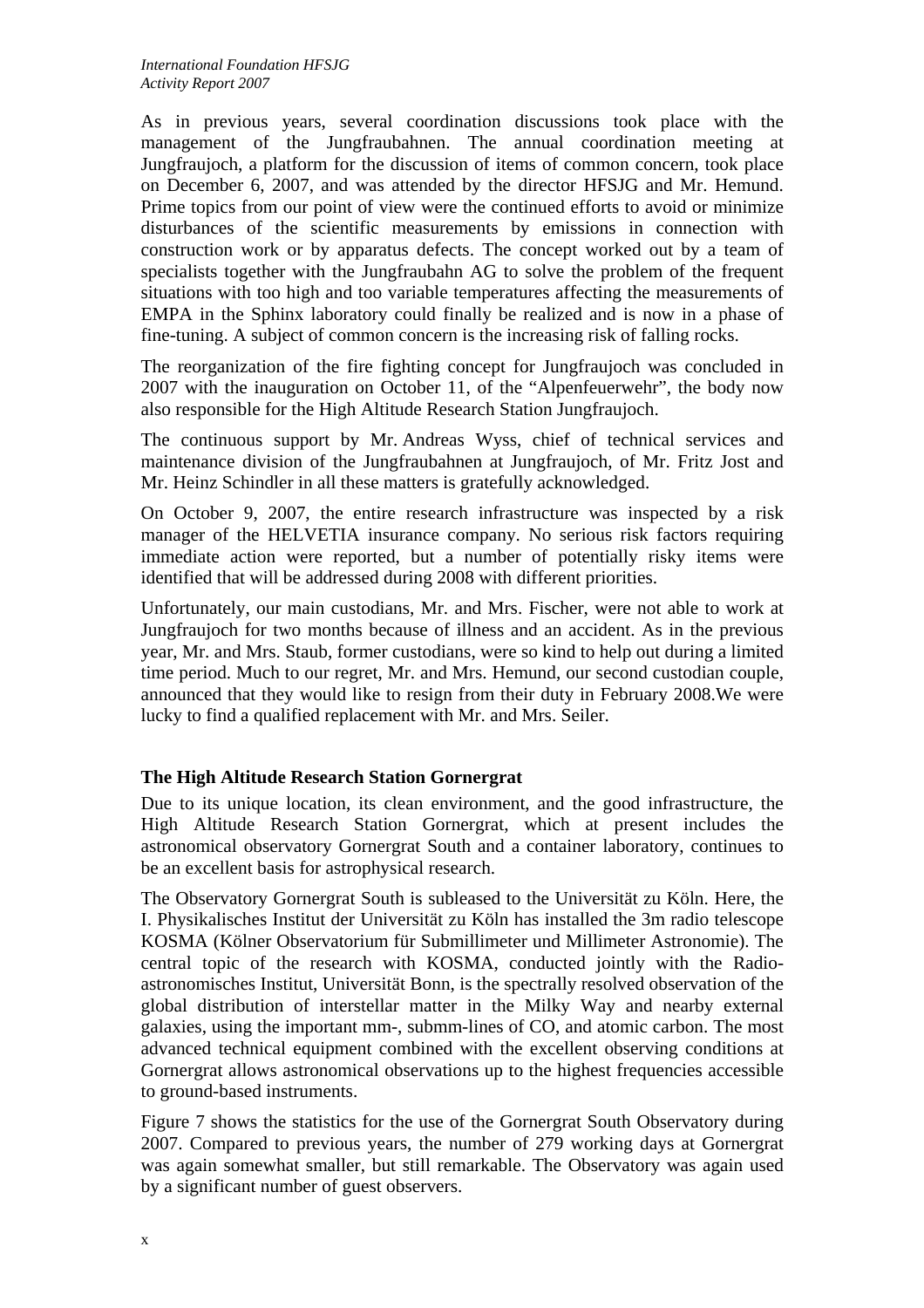As in previous years, several coordination discussions took place with the management of the Jungfraubahnen. The annual coordination meeting at Jungfraujoch, a platform for the discussion of items of common concern, took place on December 6, 2007, and was attended by the director HFSJG and Mr. Hemund. Prime topics from our point of view were the continued efforts to avoid or minimize disturbances of the scientific measurements by emissions in connection with construction work or by apparatus defects. The concept worked out by a team of specialists together with the Jungfraubahn AG to solve the problem of the frequent situations with too high and too variable temperatures affecting the measurements of EMPA in the Sphinx laboratory could finally be realized and is now in a phase of fine-tuning. A subject of common concern is the increasing risk of falling rocks.

The reorganization of the fire fighting concept for Jungfraujoch was concluded in 2007 with the inauguration on October 11, of the "Alpenfeuerwehr", the body now also responsible for the High Altitude Research Station Jungfraujoch.

The continuous support by Mr. Andreas Wyss, chief of technical services and maintenance division of the Jungfraubahnen at Jungfraujoch, of Mr. Fritz Jost and Mr. Heinz Schindler in all these matters is gratefully acknowledged.

On October 9, 2007, the entire research infrastructure was inspected by a risk manager of the HELVETIA insurance company. No serious risk factors requiring immediate action were reported, but a number of potentially risky items were identified that will be addressed during 2008 with different priorities.

Unfortunately, our main custodians, Mr. and Mrs. Fischer, were not able to work at Jungfraujoch for two months because of illness and an accident. As in the previous year, Mr. and Mrs. Staub, former custodians, were so kind to help out during a limited time period. Much to our regret, Mr. and Mrs. Hemund, our second custodian couple, announced that they would like to resign from their duty in February 2008.We were lucky to find a qualified replacement with Mr. and Mrs. Seiler.

## The High Altitude Research Station Gornergrat

Due to its unique location, its clean environment, and the good infrastructure, the High Altitude Research Station Gornergrat, which at present includes the astronomical observatory Gornergrat South and a container laboratory, continues to be an excellent basis for astrophysical research.

The Observatory Gornergrat South is subleased to the Universität zu Köln. Here, the I. Physikalisches Institut der Universität zu Köln has installed the 3m radio telescope KOSMA (Kölner Observatorium für Submillimeter und Millimeter Astronomie). The central topic of the research with KOSMA, conducted jointly with the Radio-astronomisches Institut, Universität Bonn, is the spectrally resolved observation of the global distribution of interstellar matter in the Milky Way and nearby external galaxies, using the important mm-, submm-lines of CO, and atomic carbon. The most advanced technical equipment combined with the excellent observing conditions at Gornergrat allows astronomical observations up to the highest frequencies accessible to ground-based instruments.

Figure 7 shows the statistics for the use of the Gornergrat South Observatory during 2007. Compared to previous years, the number of 279 working days at Gornergrat was again somewhat smaller, but still remarkable. The Observatory was again used by a significant number of guest observers.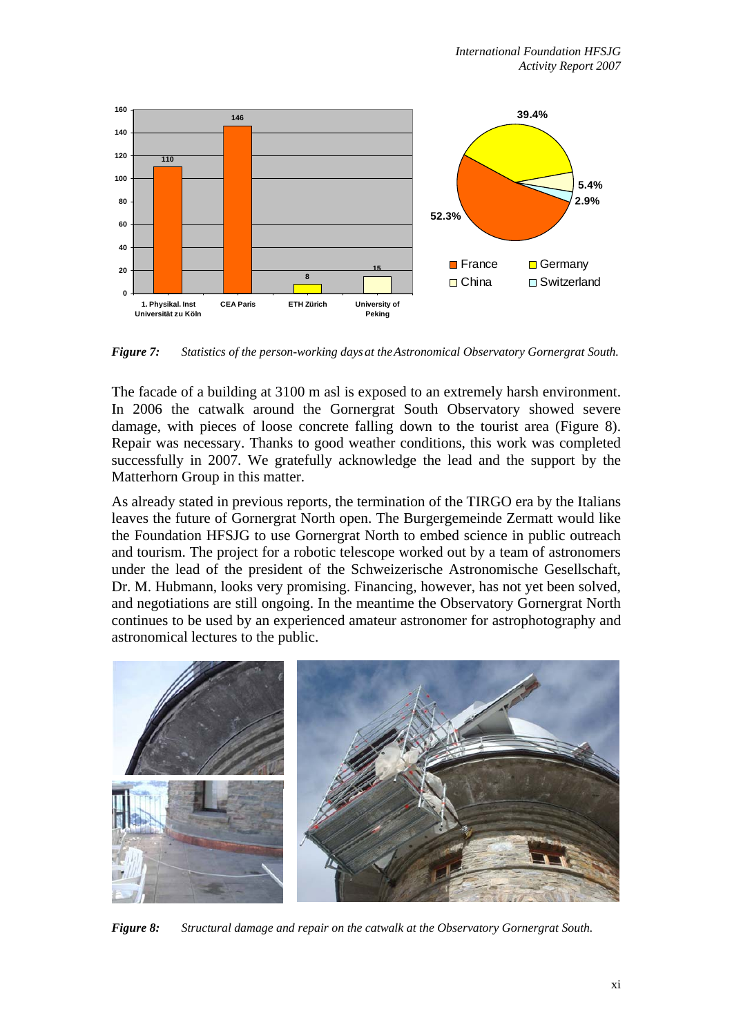*Figure 7: Statistics of the person-working days at the Astronomical Observatory Gornergrat South.*

The facade of a building at 3100 m asl is exposed to an extremely harsh environment. In 2006 the catwalk around the Gornergrat South Observatory showed severe damage, with pieces of loose concrete falling down to the tourist area (Figure 8). Repair was necessary. Thanks to good weather conditions, this work was completed successfully in 2007. We gratefully acknowledge the lead and the support by the Matterhorn Group in this matter.

As already stated in previous reports, the termination of the TIRGO era by the Italians leaves the future of Gornergrat North open. The Burgergemeinde Zermatt would like the Foundation HFSJG to use Gornergrat North to embed science in public outreach and tourism. The project for a robotic telescope worked out by a team of astronomers under the lead of the president of the Schweizerische Astronomische Gesellschaft, Dr. M. Hubmann, looks very promising. Financing, however, has not yet been solved, and negotiations are still ongoing. In the meantime the Observatory Gornergrat North continues to be used by an experienced amateur astronomer for astrophotography and astronomical lectures to the public.

*Figure 8: Structural damage and repair on the catwalk at the Observatory Gornergrat South.*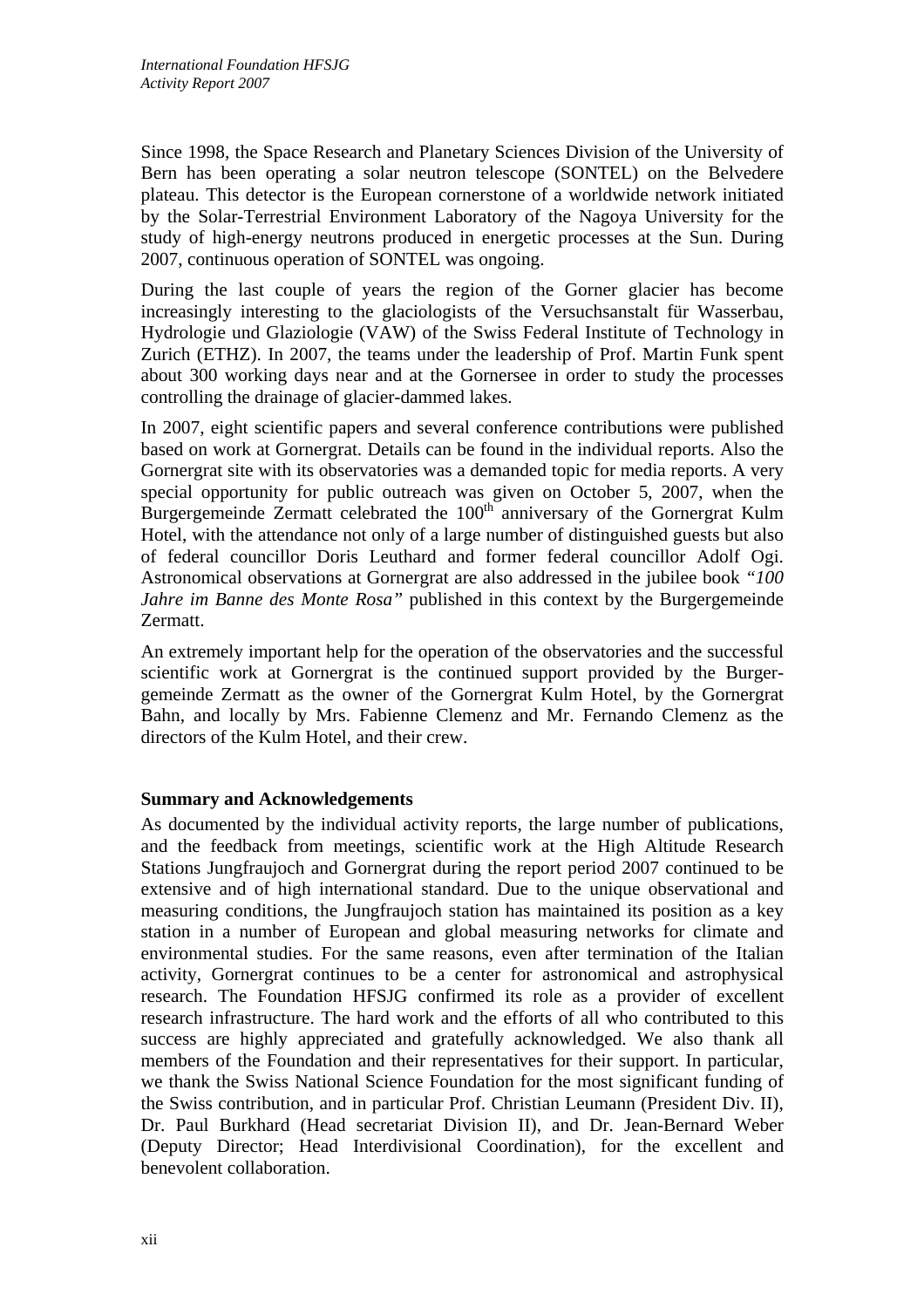Since 1998, the Space Research and Planetary Sciences Division of the University of Bern has been operating a solar neutron telescope (SONTEL) on the Belvedere plateau. This detector is the European cornerstone of a worldwide network initiated by the Solar-Terrestrial Environment Laboratory of the Nagoya University for the study of high-energy neutrons produced in energetic processes at the Sun. During 2007, continuous operation of SONTEL was ongoing.

During the last couple of years the region of the Gorner glacier has become increasingly interesting to the glaciologists of the Versuchsanstalt für Wasserbau, Hydrologie und Glaziologie (VAW) of the Swiss Federal Institute of Technology in Zurich (ETHZ). In 2007, the teams under the leadership of Prof. Martin Funk spent about 300 working days near and at the Gornersee in order to study the processes controlling the drainage of glacier-dammed lakes.

In 2007, eight scientific papers and several conference contributions were published based on work at Gornergrat. Details can be found in the individual reports. Also the Gornergrat site with its observatories was a demanded topic for media reports. A very special opportunity for public outreach was given on October 5, 2007, when the Burgergemeinde Zermatt celebrated the 100th anniversary of the Gornergrat Kulm Hotel, with the attendance not only of a large number of distinguished guests but also of federal councillor Doris Leuthard and former federal councillor Adolf Ogi. Astronomical observations at Gornergrat are also addressed in the jubilee book *"100 Jahre im Banne des Monte Rosa"* published in this context by the Burgergemeinde Zermatt.

An extremely important help for the operation of the observatories and the successful scientific work at Gornergrat is the continued support provided by the Burgergemeinde Zermatt as the owner of the Gornergrat Kulm Hotel, by the Gornergrat Bahn, and locally by Mrs. Fabienne Clemenz and Mr. Fernando Clemenz as the directors of the Kulm Hotel, and their crew.

## Summary and Acknowledgements

As documented by the individual activity reports, the large number of publications, and the feedback from meetings, scientific work at the High Altitude Research Stations Jungfraujoch and Gornergrat during the report period 2007 continued to be extensive and of high international standard. Due to the unique observational and measuring conditions, the Jungfraujoch station has maintained its position as a key station in a number of European and global measuring networks for climate and environmental studies. For the same reasons, even after termination of the Italian activity, Gornergrat continues to be a center for astronomical and astrophysical research. The Foundation HFSJG confirmed its role as a provider of excellent research infrastructure. The hard work and the efforts of all who contributed to this success are highly appreciated and gratefully acknowledged. We also thank all members of the Foundation and their representatives for their support. In particular, we thank the Swiss National Science Foundation for the most significant funding of the Swiss contribution, and in particular Prof. Christian Leumann (President Div. II), Dr. Paul Burkhard (Head secretariat Division II), and Dr. Jean-Bernard Weber (Deputy Director; Head Interdivisional Coordination), for the excellent and benevolent collaboration.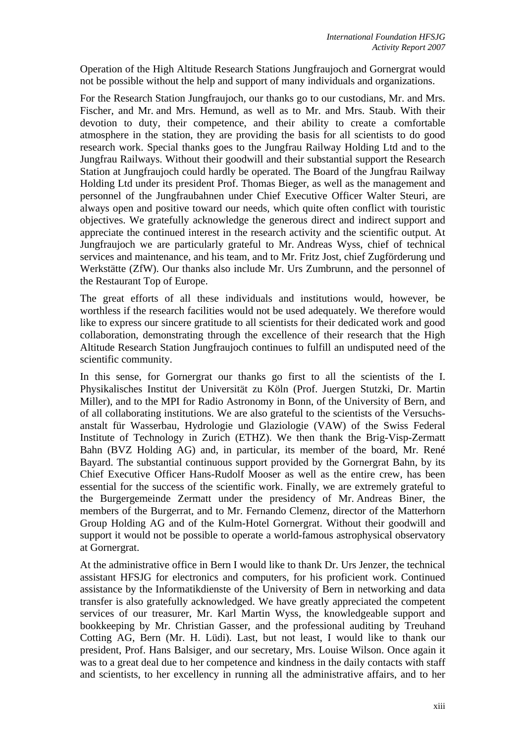Operation of the High Altitude Research Stations Jungfraujoch and Gornergrat would not be possible without the help and support of many individuals and organizations.

For the Research Station Jungfraujoch, our thanks go to our custodians, Mr. and Mrs. Fischer, and Mr. and Mrs. Hemund, as well as to Mr. and Mrs. Staub. With their devotion to duty, their competence, and their ability to create a comfortable atmosphere in the station, they are providing the basis for all scientists to do good research work. Special thanks goes to the Jungfrau Railway Holding Ltd and to the Jungfrau Railways. Without their goodwill and their substantial support the Research Station at Jungfraujoch could hardly be operated. The Board of the Jungfrau Railway Holding Ltd under its president Prof. Thomas Bieger, as well as the management and personnel of the Jungfraubahnen under Chief Executive Officer Walter Steuri, are always open and positive toward our needs, which quite often conflict with touristic objectives. We gratefully acknowledge the generous direct and indirect support and appreciate the continued interest in the research activity and the scientific output. At Jungfraujoch we are particularly grateful to Mr. Andreas Wyss, chief of technical services and maintenance, and his team, and to Mr. Fritz Jost, chief Zugförderung und Werkstätte (ZfW). Our thanks also include Mr. Urs Zumbrunn, and the personnel of the Restaurant Top of Europe.

The great efforts of all these individuals and institutions would, however, be worthless if the research facilities would not be used adequately. We therefore would like to express our sincere gratitude to all scientists for their dedicated work and good collaboration, demonstrating through the excellence of their research that the High Altitude Research Station Jungfraujoch continues to fulfill an undisputed need of the scientific community.

In this sense, for Gornergrat our thanks go first to all the scientists of the I. Physikalisches Institut der Universität zu Köln (Prof. Juergen Stutzki, Dr. Martin Miller), and to the MPI for Radio Astronomy in Bonn, of the University of Bern, and of all collaborating institutions. We are also grateful to the scientists of the Versuchs-anstalt für Wasserbau, Hydrologie und Glaziologie (VAW) of the Swiss Federal Institute of Technology in Zurich (ETHZ). We then thank the Brig-Visp-Zermatt Bahn (BVZ Holding AG) and, in particular, its member of the board, Mr. René Bayard. The substantial continuous support provided by the Gornergrat Bahn, by its Chief Executive Officer Hans-Rudolf Mooser as well as the entire crew, has been essential for the success of the scientific work. Finally, we are extremely grateful to the Burgergemeinde Zermatt under the presidency of Mr. Andreas Biner, the members of the Burgerrat, and to Mr. Fernando Clemenz, director of the Matterhorn Group Holding AG and of the Kulm-Hotel Gornergrat. Without their goodwill and support it would not be possible to operate a world-famous astrophysical observatory at Gornergrat.

At the administrative office in Bern I would like to thank Dr. Urs Jenzer, the technical assistant HFSJG for electronics and computers, for his proficient work. Continued assistance by the Informatikdienste of the University of Bern in networking and data transfer is also gratefully acknowledged. We have greatly appreciated the competent services of our treasurer, Mr. Karl Martin Wyss, the knowledgeable support and bookkeeping by Mr. Christian Gasser, and the professional auditing by Treuhand Cotting AG, Bern (Mr. H. Lüdi). Last, but not least, I would like to thank our president, Prof. Hans Balsiger, and our secretary, Mrs. Louise Wilson. Once again it was to a great deal due to her competence and kindness in the daily contacts with staff and scientists, to her excellency in running all the administrative affairs, and to her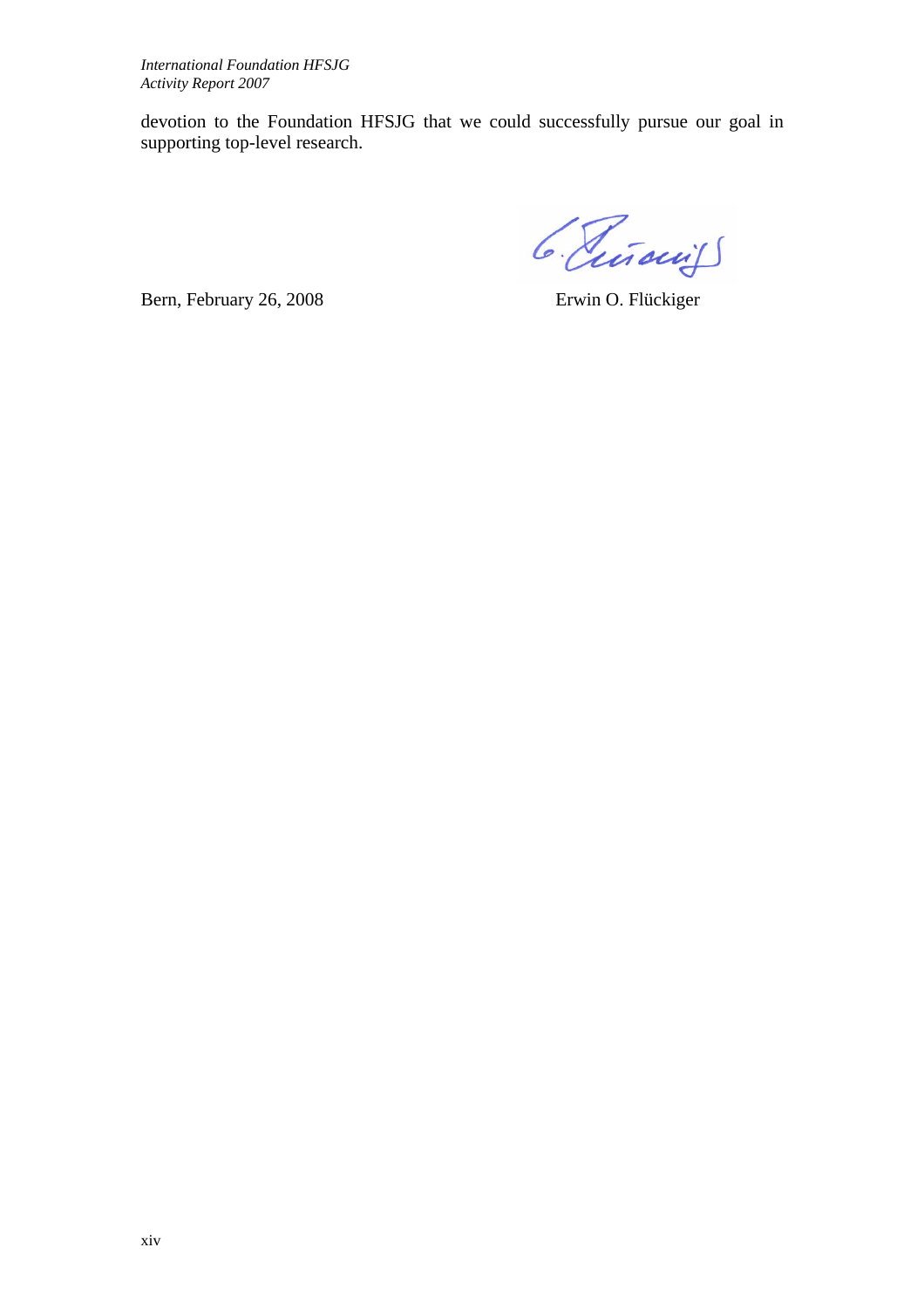devotion to the Foundation HFSJG that we could successfully pursue our goal in supporting top-level research.

Bern, February 26, 2008 Erwin O. Flückiger